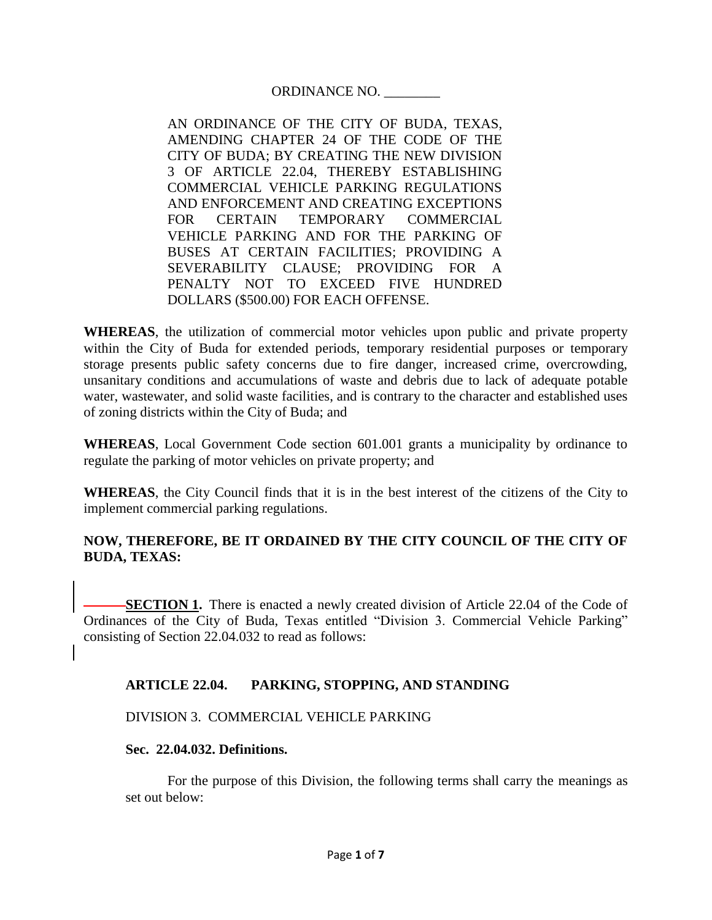ORDINANCE NO. ________

AN ORDINANCE OF THE CITY OF BUDA, TEXAS, AMENDING CHAPTER 24 OF THE CODE OF THE CITY OF BUDA; BY CREATING THE NEW DIVISION 3 OF ARTICLE 22.04, THEREBY ESTABLISHING COMMERCIAL VEHICLE PARKING REGULATIONS AND ENFORCEMENT AND CREATING EXCEPTIONS FOR CERTAIN TEMPORARY COMMERCIAL VEHICLE PARKING AND FOR THE PARKING OF BUSES AT CERTAIN FACILITIES; PROVIDING A SEVERABILITY CLAUSE; PROVIDING FOR A PENALTY NOT TO EXCEED FIVE HUNDRED DOLLARS ($500.00) FOR EACH OFFENSE.

**WHEREAS**, the utilization of commercial motor vehicles upon public and private property within the City of Buda for extended periods, temporary residential purposes or temporary storage presents public safety concerns due to fire danger, increased crime, overcrowding, unsanitary conditions and accumulations of waste and debris due to lack of adequate potable water, wastewater, and solid waste facilities, and is contrary to the character and established uses of zoning districts within the City of Buda; and

**WHEREAS**, Local Government Code section 601.001 grants a municipality by ordinance to regulate the parking of motor vehicles on private property; and

**WHEREAS**, the City Council finds that it is in the best interest of the citizens of the City to implement commercial parking regulations.

**NOW, THEREFORE, BE IT ORDAINED BY THE CITY COUNCIL OF THE CITY OF BUDA, TEXAS:**

**SECTION 1.** There is enacted a newly created division of Article 22.04 of the Code of Ordinances of the City of Buda, Texas entitled "Division 3. Commercial Vehicle Parking" consisting of Section 22.04.032 to read as follows:

**ARTICLE 22.04. PARKING, STOPPING, AND STANDING**

DIVISION 3. COMMERCIAL VEHICLE PARKING

**Sec. 22.04.032. Definitions.**

For the purpose of this Division, the following terms shall carry the meanings as set out below: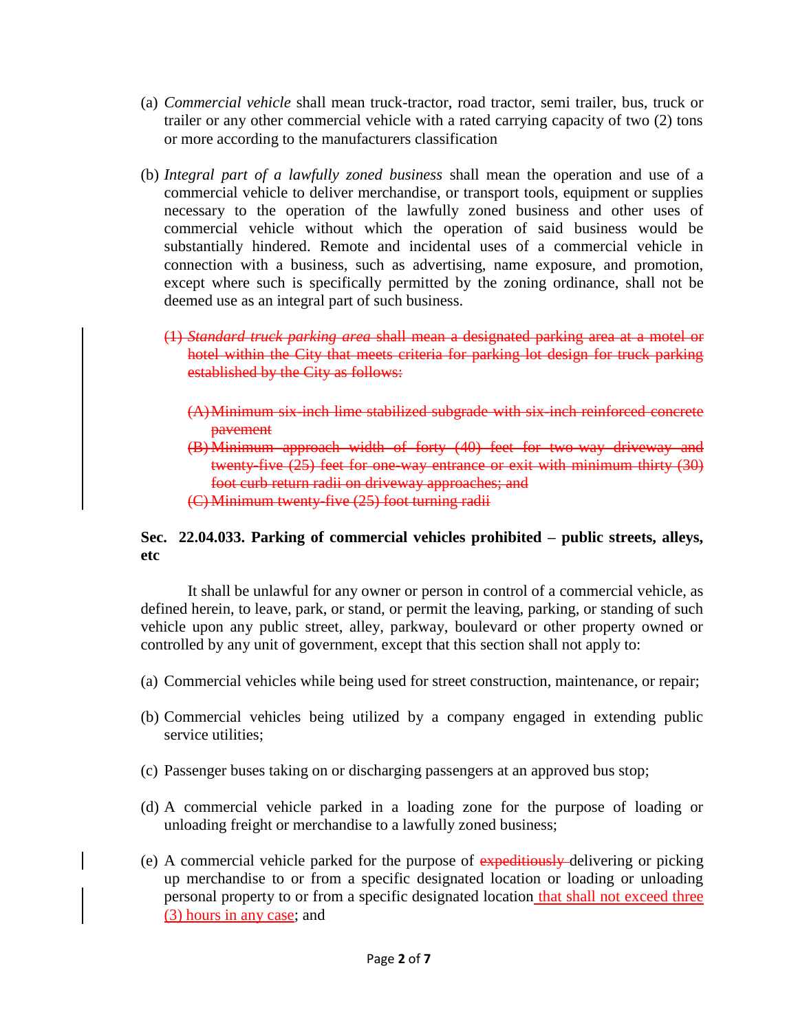(a) *Commercial vehicle* shall mean truck-tractor, road tractor, semi trailer, bus, truck or trailer or any other commercial vehicle with a rated carrying capacity of two (2) tons or more according to the manufacturers classification

(b) *Integral part of a lawfully zoned business* shall mean the operation and use of a commercial vehicle to deliver merchandise, or transport tools, equipment or supplies necessary to the operation of the lawfully zoned business and other uses of commercial vehicle without which the operation of said business would be substantially hindered. Remote and incidental uses of a commercial vehicle in connection with a business, such as advertising, name exposure, and promotion, except where such is specifically permitted by the zoning ordinance, shall not be deemed use as an integral part of such business.

  ~~(1) *Standard truck parking area* shall mean a designated parking area at a motel or hotel within the City that meets criteria for parking lot design for truck parking established by the City as follows:~~

  ~~(A) Minimum six-inch lime stabilized subgrade with six-inch reinforced concrete pavement~~
  ~~(B) Minimum approach width of forty (40) feet for two-way driveway and twenty-five (25) feet for one-way entrance or exit with minimum thirty (30) foot curb return radii on driveway approaches; and~~
  ~~(C) Minimum twenty-five (25) foot turning radii~~

**Sec. 22.04.033. Parking of commercial vehicles prohibited – public streets, alleys, etc**

It shall be unlawful for any owner or person in control of a commercial vehicle, as defined herein, to leave, park, or stand, or permit the leaving, parking, or standing of such vehicle upon any public street, alley, parkway, boulevard or other property owned or controlled by any unit of government, except that this section shall not apply to:

(a) Commercial vehicles while being used for street construction, maintenance, or repair;

(b) Commercial vehicles being utilized by a company engaged in extending public service utilities;

(c) Passenger buses taking on or discharging passengers at an approved bus stop;

(d) A commercial vehicle parked in a loading zone for the purpose of loading or unloading freight or merchandise to a lawfully zoned business;

(e) A commercial vehicle parked for the purpose of ~~expeditiously~~ delivering or picking up merchandise to or from a specific designated location or loading or unloading personal property to or from a specific designated location <u>that shall not exceed three (3) hours in any case</u>; and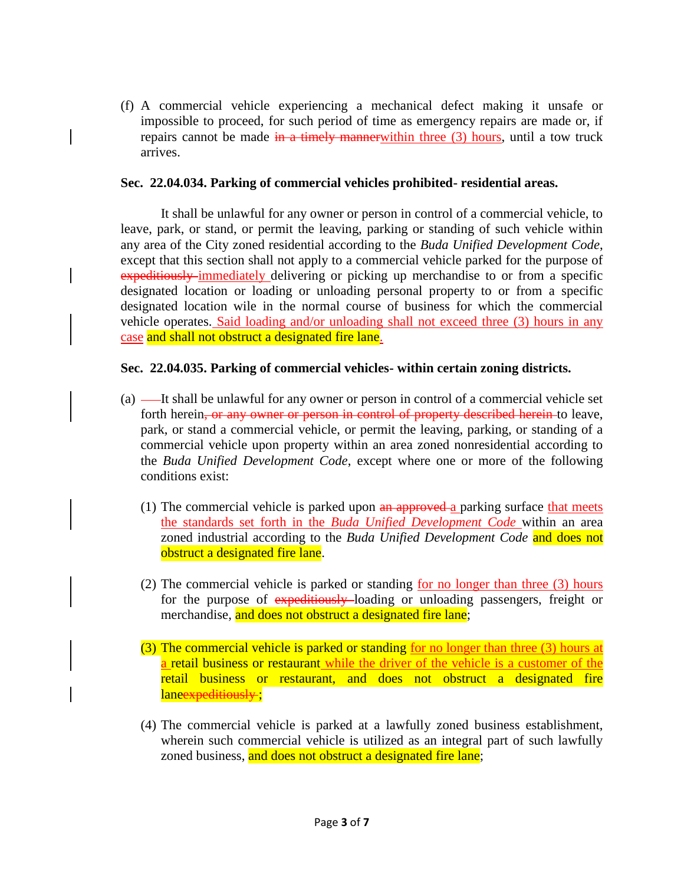(f) A commercial vehicle experiencing a mechanical defect making it unsafe or impossible to proceed, for such period of time as emergency repairs are made or, if repairs cannot be made ~~in a timely manner~~within three (3) hours, until a tow truck arrives.

**Sec. 22.04.034. Parking of commercial vehicles prohibited- residential areas.**

It shall be unlawful for any owner or person in control of a commercial vehicle, to leave, park, or stand, or permit the leaving, parking or standing of such vehicle within any area of the City zoned residential according to the *Buda Unified Development Code*, except that this section shall not apply to a commercial vehicle parked for the purpose of ~~expeditiously~~ immediately delivering or picking up merchandise to or from a specific designated location or loading or unloading personal property to or from a specific designated location wile in the normal course of business for which the commercial vehicle operates. Said loading and/or unloading shall not exceed three (3) hours in any case and shall not obstruct a designated fire lane.

**Sec. 22.04.035. Parking of commercial vehicles- within certain zoning districts.**

(a) It shall be unlawful for any owner or person in control of a commercial vehicle set forth herein~~, or any owner or person in control of property described herein~~ to leave, park, or stand a commercial vehicle, or permit the leaving, parking, or standing of a commercial vehicle upon property within an area zoned nonresidential according to the *Buda Unified Development Code*, except where one or more of the following conditions exist:

(1) The commercial vehicle is parked upon ~~an approved~~ a parking surface that meets the standards set forth in the *Buda Unified Development Code* within an area zoned industrial according to the *Buda Unified Development Code* and does not obstruct a designated fire lane.

(2) The commercial vehicle is parked or standing for no longer than three (3) hours for the purpose of ~~expeditiously~~ loading or unloading passengers, freight or merchandise, and does not obstruct a designated fire lane;

(3) The commercial vehicle is parked or standing for no longer than three (3) hours at a retail business or restaurant while the driver of the vehicle is a customer of the retail business or restaurant, and does not obstruct a designated fire lane~~expeditiously~~;

(4) The commercial vehicle is parked at a lawfully zoned business establishment, wherein such commercial vehicle is utilized as an integral part of such lawfully zoned business, and does not obstruct a designated fire lane;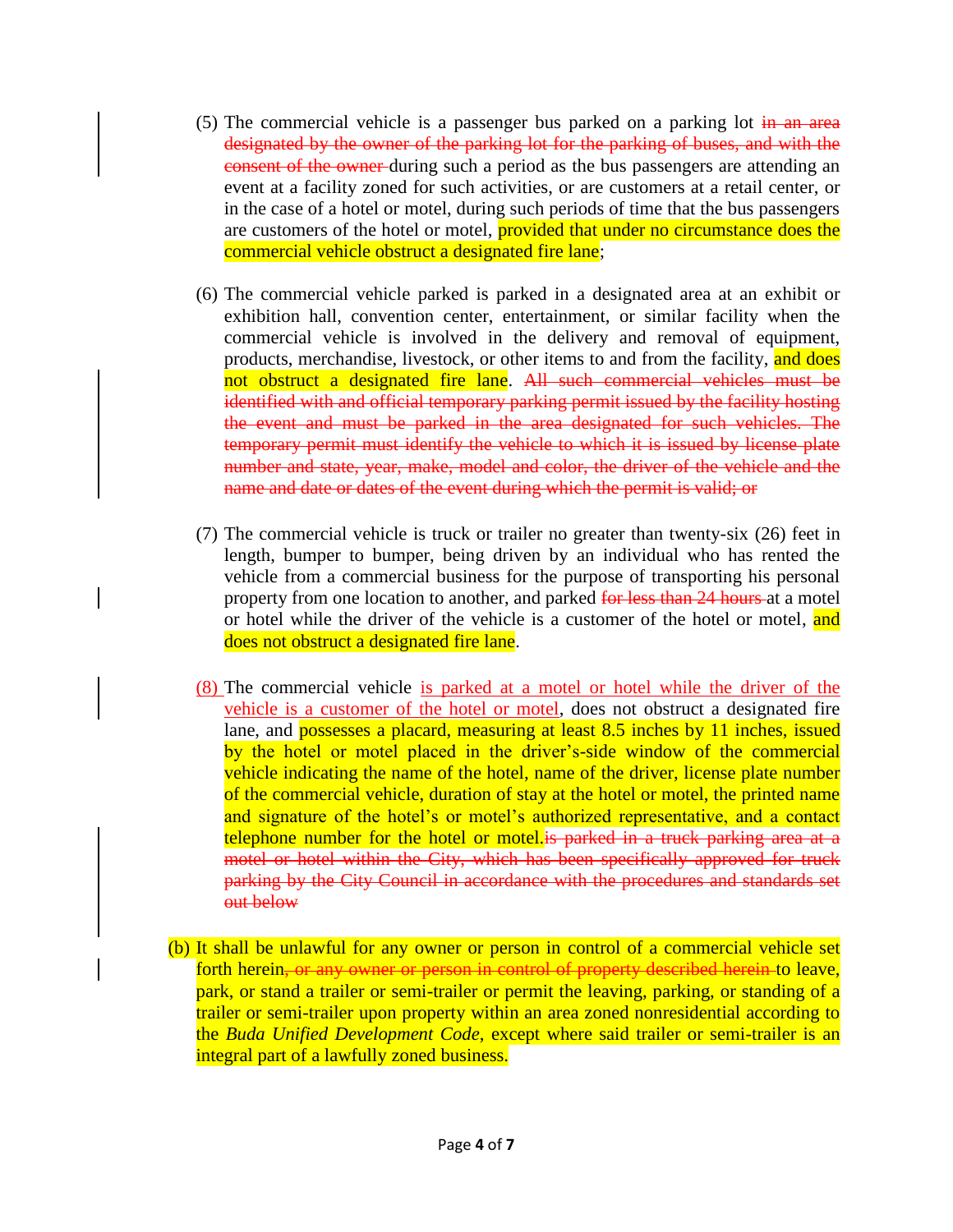(5) The commercial vehicle is a passenger bus parked on a parking lot ~~in an area designated by the owner of the parking lot for the parking of buses, and with the consent of the owner~~ during such a period as the bus passengers are attending an event at a facility zoned for such activities, or are customers at a retail center, or in the case of a hotel or motel, during such periods of time that the bus passengers are customers of the hotel or motel, provided that under no circumstance does the commercial vehicle obstruct a designated fire lane;

(6) The commercial vehicle parked is parked in a designated area at an exhibit or exhibition hall, convention center, entertainment, or similar facility when the commercial vehicle is involved in the delivery and removal of equipment, products, merchandise, livestock, or other items to and from the facility, and does not obstruct a designated fire lane. ~~All such commercial vehicles must be identified with and official temporary parking permit issued by the facility hosting the event and must be parked in the area designated for such vehicles. The temporary permit must identify the vehicle to which it is issued by license plate number and state, year, make, model and color, the driver of the vehicle and the name and date or dates of the event during which the permit is valid; or~~

(7) The commercial vehicle is truck or trailer no greater than twenty-six (26) feet in length, bumper to bumper, being driven by an individual who has rented the vehicle from a commercial business for the purpose of transporting his personal property from one location to another, and parked ~~for less than 24 hours~~ at a motel or hotel while the driver of the vehicle is a customer of the hotel or motel, and does not obstruct a designated fire lane.

<u>(8)</u> The commercial vehicle <u>is parked at a motel or hotel while the driver of the vehicle is a customer of the hotel or motel</u>, does not obstruct a designated fire lane, and possesses a placard, measuring at least 8.5 inches by 11 inches, issued by the hotel or motel placed in the driver's-side window of the commercial vehicle indicating the name of the hotel, name of the driver, license plate number of the commercial vehicle, duration of stay at the hotel or motel, the printed name and signature of the hotel's or motel's authorized representative, and a contact telephone number for the hotel or motel.~~is parked in a truck parking area at a motel or hotel within the City, which has been specifically approved for truck parking by the City Council in accordance with the procedures and standards set out below~~

(b) It shall be unlawful for any owner or person in control of a commercial vehicle set forth herein~~, or any owner or person in control of property described herein~~ to leave, park, or stand a trailer or semi-trailer or permit the leaving, parking, or standing of a trailer or semi-trailer upon property within an area zoned nonresidential according to the *Buda Unified Development Code*, except where said trailer or semi-trailer is an integral part of a lawfully zoned business.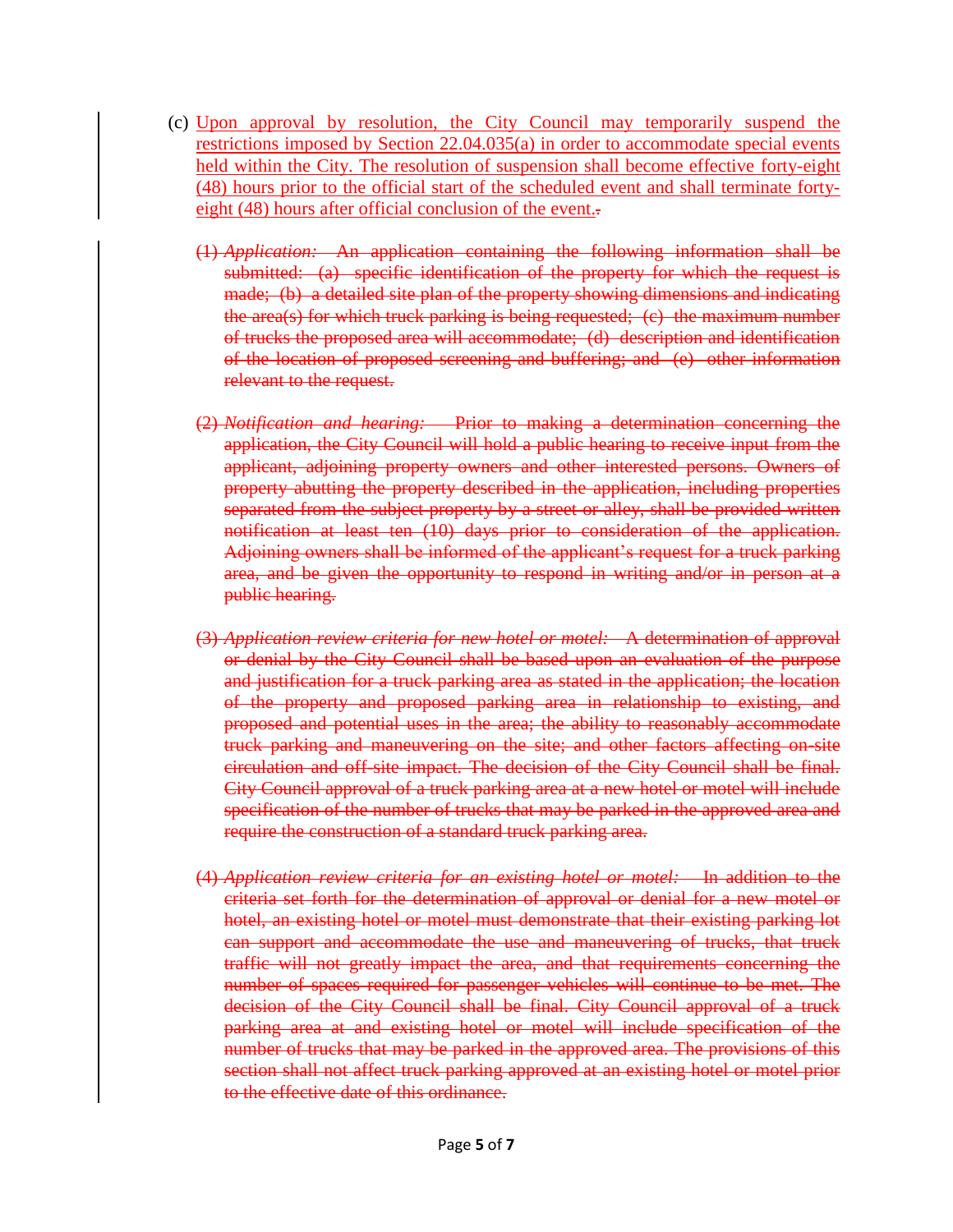(c) Upon approval by resolution, the City Council may temporarily suspend the restrictions imposed by Section 22.04.035(a) in order to accommodate special events held within the City. The resolution of suspension shall become effective forty-eight (48) hours prior to the official start of the scheduled event and shall terminate forty-eight (48) hours after official conclusion of the event.~~.~~

~~(1) *Application:* An application containing the following information shall be submitted: (a) specific identification of the property for which the request is made; (b) a detailed site plan of the property showing dimensions and indicating the area(s) for which truck parking is being requested; (c) the maximum number of trucks the proposed area will accommodate; (d) description and identification of the location of proposed screening and buffering; and (e) other information relevant to the request.~~

~~(2) *Notification and hearing:* Prior to making a determination concerning the application, the City Council will hold a public hearing to receive input from the applicant, adjoining property owners and other interested persons. Owners of property abutting the property described in the application, including properties separated from the subject property by a street or alley, shall be provided written notification at least ten (10) days prior to consideration of the application. Adjoining owners shall be informed of the applicant's request for a truck parking area, and be given the opportunity to respond in writing and/or in person at a public hearing.~~

~~(3) *Application review criteria for new hotel or motel:* A determination of approval or denial by the City Council shall be based upon an evaluation of the purpose and justification for a truck parking area as stated in the application; the location of the property and proposed parking area in relationship to existing, and proposed and potential uses in the area; the ability to reasonably accommodate truck parking and maneuvering on the site; and other factors affecting on-site circulation and off-site impact. The decision of the City Council shall be final. City Council approval of a truck parking area at a new hotel or motel will include specification of the number of trucks that may be parked in the approved area and require the construction of a standard truck parking area.~~

~~(4) *Application review criteria for an existing hotel or motel:* In addition to the criteria set forth for the determination of approval or denial for a new motel or hotel, an existing hotel or motel must demonstrate that their existing parking lot can support and accommodate the use and maneuvering of trucks, that truck traffic will not greatly impact the area, and that requirements concerning the number of spaces required for passenger vehicles will continue to be met. The decision of the City Council shall be final. City Council approval of a truck parking area at and existing hotel or motel will include specification of the number of trucks that may be parked in the approved area. The provisions of this section shall not affect truck parking approved at an existing hotel or motel prior to the effective date of this ordinance.~~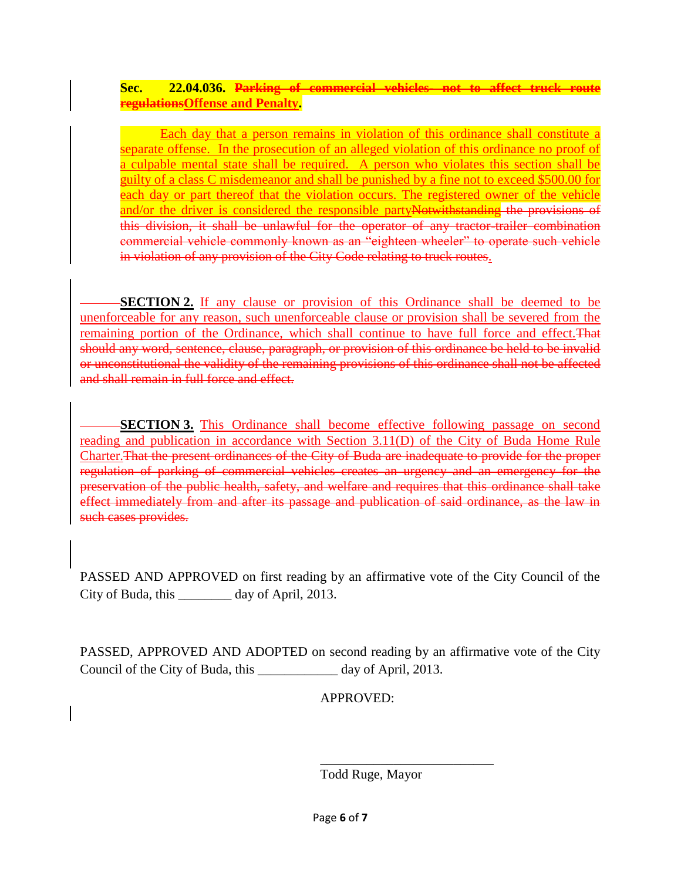**Sec. 22.04.036. ~~Parking of commercial vehicles not to affect truck route regulations~~Offense and Penalty.**

Each day that a person remains in violation of this ordinance shall constitute a separate offense. In the prosecution of an alleged violation of this ordinance no proof of a culpable mental state shall be required. A person who violates this section shall be guilty of a class C misdemeanor and shall be punished by a fine not to exceed $500.00 for each day or part thereof that the violation occurs. The registered owner of the vehicle and/or the driver is considered the responsible party~~Notwithstanding the provisions of this division, it shall be unlawful for the operator of any tractor-trailer combination commercial vehicle commonly known as an "eighteen wheeler" to operate such vehicle in violation of any provision of the City Code relating to truck routes~~.

**SECTION 2.** If any clause or provision of this Ordinance shall be deemed to be unenforceable for any reason, such unenforceable clause or provision shall be severed from the remaining portion of the Ordinance, which shall continue to have full force and effect.~~That should any word, sentence, clause, paragraph, or provision of this ordinance be held to be invalid or unconstitutional the validity of the remaining provisions of this ordinance shall not be affected and shall remain in full force and effect.~~

**SECTION 3.** This Ordinance shall become effective following passage on second reading and publication in accordance with Section 3.11(D) of the City of Buda Home Rule Charter.~~That the present ordinances of the City of Buda are inadequate to provide for the proper regulation of parking of commercial vehicles creates an urgency and an emergency for the preservation of the public health, safety, and welfare and requires that this ordinance shall take effect immediately from and after its passage and publication of said ordinance, as the law in such cases provides.~~

PASSED AND APPROVED on first reading by an affirmative vote of the City Council of the City of Buda, this ________ day of April, 2013.

PASSED, APPROVED AND ADOPTED on second reading by an affirmative vote of the City Council of the City of Buda, this ____________ day of April, 2013.

APPROVED:

___________________________

Todd Ruge, Mayor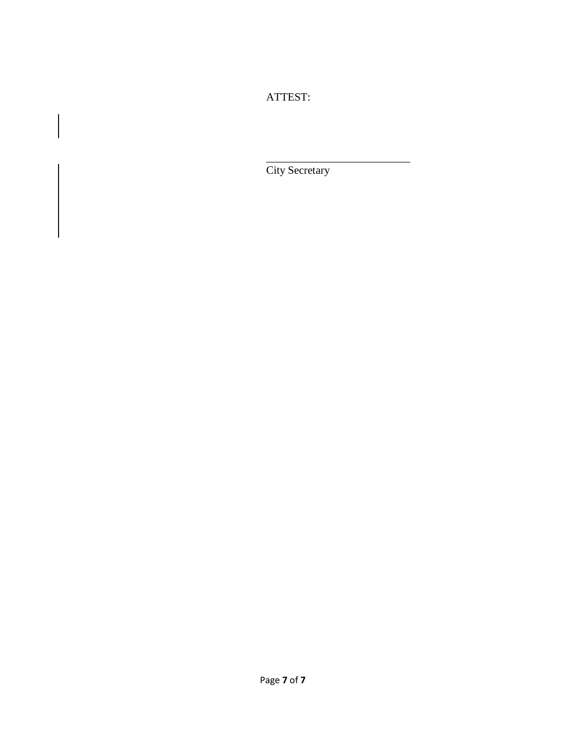ATTEST:

\_\_\_\_\_\_\_\_\_\_\_\_\_\_\_\_\_\_\_\_\_\_\_\_\_\_\_

City Secretary